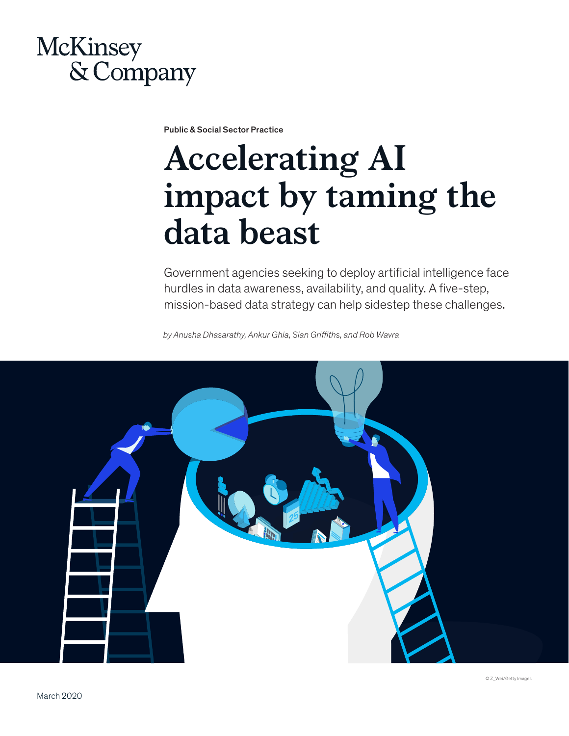McKinsey & Company

Public & Social Sector Practice

# Accelerating AI impact by taming the data beast

Government agencies seeking to deploy artificial intelligence face hurdles in data awareness, availability, and quality. A five-step, mission-based data strategy can help sidestep these challenges.

*by Anusha Dhasarathy, Ankur Ghia, Sian Griffiths, and Rob Wavra*

© Z_Wei/Getty Images

March 2020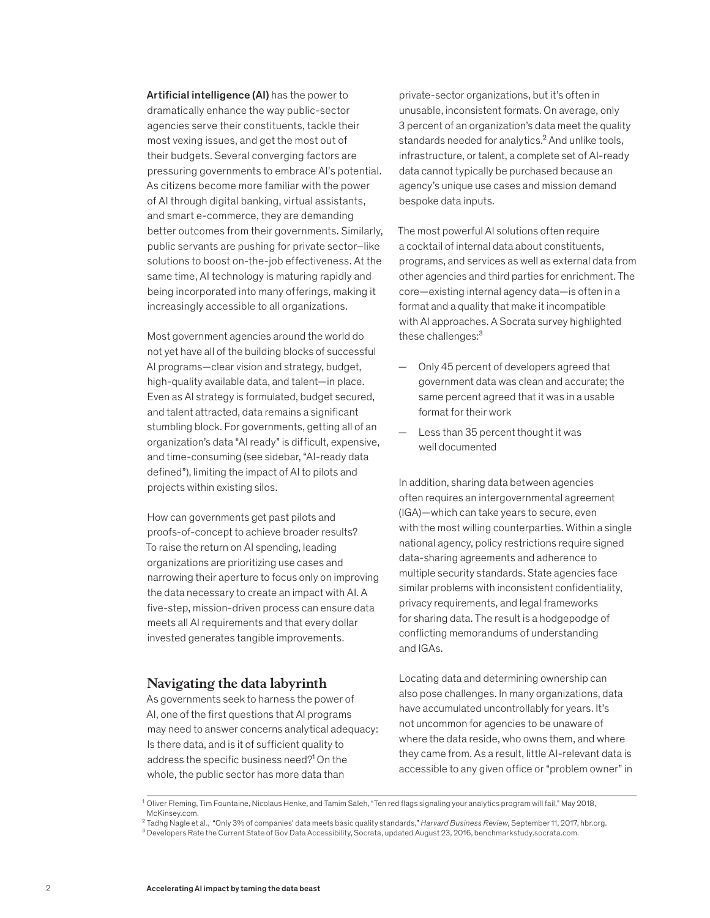**Artificial intelligence (AI)** has the power to dramatically enhance the way public-sector agencies serve their constituents, tackle their most vexing issues, and get the most out of their budgets. Several converging factors are pressuring governments to embrace AI's potential. As citizens become more familiar with the power of AI through digital banking, virtual assistants, and smart e-commerce, they are demanding better outcomes from their governments. Similarly, public servants are pushing for private sector–like solutions to boost on-the-job effectiveness. At the same time, AI technology is maturing rapidly and being incorporated into many offerings, making it increasingly accessible to all organizations.

Most government agencies around the world do not yet have all of the building blocks of successful AI programs—clear vision and strategy, budget, high-quality available data, and talent—in place. Even as AI strategy is formulated, budget secured, and talent attracted, data remains a significant stumbling block. For governments, getting all of an organization's data "AI ready" is difficult, expensive, and time-consuming (see sidebar, "AI-ready data defined"), limiting the impact of AI to pilots and projects within existing silos.

How can governments get past pilots and proofs-of-concept to achieve broader results? To raise the return on AI spending, leading organizations are prioritizing use cases and narrowing their aperture to focus only on improving the data necessary to create an impact with AI. A five-step, mission-driven process can ensure data meets all AI requirements and that every dollar invested generates tangible improvements.

## Navigating the data labyrinth

As governments seek to harness the power of AI, one of the first questions that AI programs may need to answer concerns analytical adequacy: Is there data, and is it of sufficient quality to address the specific business need?[1] On the whole, the public sector has more data than private-sector organizations, but it's often in unusable, inconsistent formats. On average, only 3 percent of an organization's data meet the quality standards needed for analytics.[2] And unlike tools, infrastructure, or talent, a complete set of AI-ready data cannot typically be purchased because an agency's unique use cases and mission demand bespoke data inputs.

The most powerful AI solutions often require a cocktail of internal data about constituents, programs, and services as well as external data from other agencies and third parties for enrichment. The core—existing internal agency data—is often in a format and a quality that make it incompatible with AI approaches. A Socrata survey highlighted these challenges:[3]

- Only 45 percent of developers agreed that government data was clean and accurate; the same percent agreed that it was in a usable format for their work
- Less than 35 percent thought it was well documented

In addition, sharing data between agencies often requires an intergovernmental agreement (IGA)—which can take years to secure, even with the most willing counterparties. Within a single national agency, policy restrictions require signed data-sharing agreements and adherence to multiple security standards. State agencies face similar problems with inconsistent confidentiality, privacy requirements, and legal frameworks for sharing data. The result is a hodgepodge of conflicting memorandums of understanding and IGAs.

Locating data and determining ownership can also pose challenges. In many organizations, data have accumulated uncontrollably for years. It's not uncommon for agencies to be unaware of where the data reside, who owns them, and where they came from. As a result, little AI-relevant data is accessible to any given office or "problem owner" in

---

[1] Oliver Fleming, Tim Fountaine, Nicolaus Henke, and Tamim Saleh, "Ten red flags signaling your analytics program will fail," May 2018, McKinsey.com.

[2] Tadhg Nagle et al., "Only 3% of companies' data meets basic quality standards," *Harvard Business Review*, September 11, 2017, hbr.org.

[3] Developers Rate the Current State of Gov Data Accessibility, Socrata, updated August 23, 2016, benchmarkstudy.socrata.com.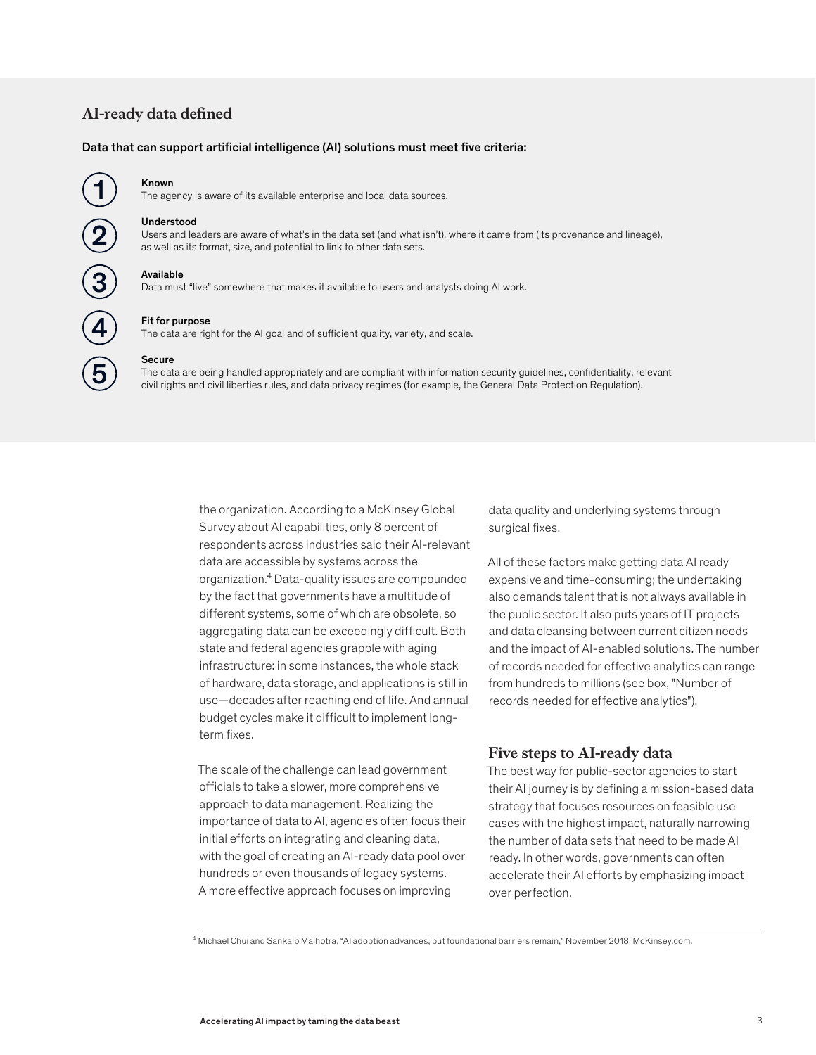## AI-ready data defined

**Data that can support artificial intelligence (AI) solutions must meet five criteria:**

1. **Known**
   The agency is aware of its available enterprise and local data sources.
2. **Understood**
   Users and leaders are aware of what's in the data set (and what isn't), where it came from (its provenance and lineage), as well as its format, size, and potential to link to other data sets.
3. **Available**
   Data must "live" somewhere that makes it available to users and analysts doing AI work.
4. **Fit for purpose**
   The data are right for the AI goal and of sufficient quality, variety, and scale.
5. **Secure**
   The data are being handled appropriately and are compliant with information security guidelines, confidentiality, relevant civil rights and civil liberties rules, and data privacy regimes (for example, the General Data Protection Regulation).

the organization. According to a McKinsey Global Survey about AI capabilities, only 8 percent of respondents across industries said their AI-relevant data are accessible by systems across the organization.[4] Data-quality issues are compounded by the fact that governments have a multitude of different systems, some of which are obsolete, so aggregating data can be exceedingly difficult. Both state and federal agencies grapple with aging infrastructure: in some instances, the whole stack of hardware, data storage, and applications is still in use—decades after reaching end of life. And annual budget cycles make it difficult to implement long-term fixes.

The scale of the challenge can lead government officials to take a slower, more comprehensive approach to data management. Realizing the importance of data to AI, agencies often focus their initial efforts on integrating and cleaning data, with the goal of creating an AI-ready data pool over hundreds or even thousands of legacy systems. A more effective approach focuses on improving data quality and underlying systems through surgical fixes.

All of these factors make getting data AI ready expensive and time-consuming; the undertaking also demands talent that is not always available in the public sector. It also puts years of IT projects and data cleansing between current citizen needs and the impact of AI-enabled solutions. The number of records needed for effective analytics can range from hundreds to millions (see box, "Number of records needed for effective analytics").

## Five steps to AI-ready data

The best way for public-sector agencies to start their AI journey is by defining a mission-based data strategy that focuses resources on feasible use cases with the highest impact, naturally narrowing the number of data sets that need to be made AI ready. In other words, governments can often accelerate their AI efforts by emphasizing impact over perfection.

[4] Michael Chui and Sankalp Malhotra, "AI adoption advances, but foundational barriers remain," November 2018, McKinsey.com.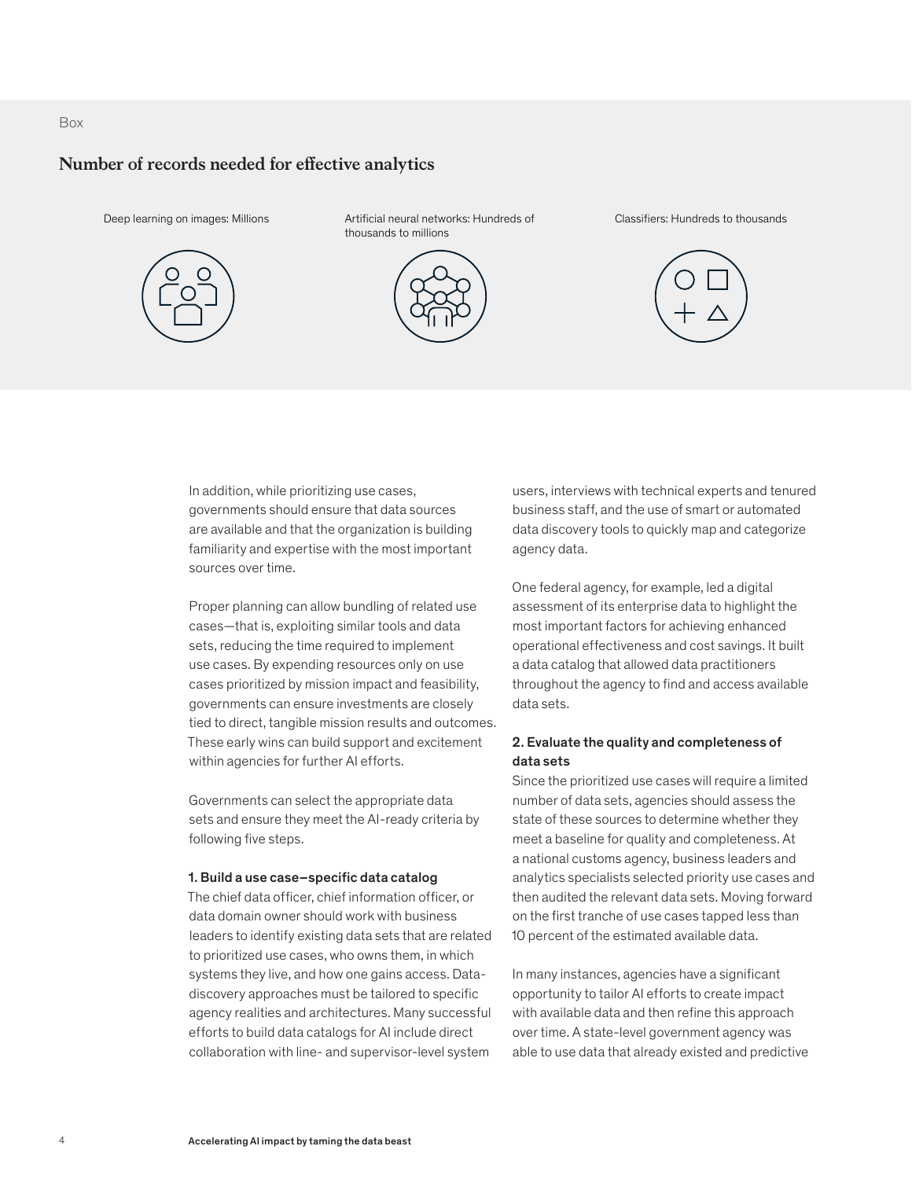Box

## Number of records needed for effective analytics

Deep learning on images: Millions

Artificial neural networks: Hundreds of thousands to millions

Classifiers: Hundreds to thousands

In addition, while prioritizing use cases, governments should ensure that data sources are available and that the organization is building familiarity and expertise with the most important sources over time.

Proper planning can allow bundling of related use cases—that is, exploiting similar tools and data sets, reducing the time required to implement use cases. By expending resources only on use cases prioritized by mission impact and feasibility, governments can ensure investments are closely tied to direct, tangible mission results and outcomes. These early wins can build support and excitement within agencies for further AI efforts.

Governments can select the appropriate data sets and ensure they meet the AI-ready criteria by following five steps.

**1. Build a use case–specific data catalog**

The chief data officer, chief information officer, or data domain owner should work with business leaders to identify existing data sets that are related to prioritized use cases, who owns them, in which systems they live, and how one gains access. Data-discovery approaches must be tailored to specific agency realities and architectures. Many successful efforts to build data catalogs for AI include direct collaboration with line- and supervisor-level system users, interviews with technical experts and tenured business staff, and the use of smart or automated data discovery tools to quickly map and categorize agency data.

One federal agency, for example, led a digital assessment of its enterprise data to highlight the most important factors for achieving enhanced operational effectiveness and cost savings. It built a data catalog that allowed data practitioners throughout the agency to find and access available data sets.

**2. Evaluate the quality and completeness of data sets**

Since the prioritized use cases will require a limited number of data sets, agencies should assess the state of these sources to determine whether they meet a baseline for quality and completeness. At a national customs agency, business leaders and analytics specialists selected priority use cases and then audited the relevant data sets. Moving forward on the first tranche of use cases tapped less than 10 percent of the estimated available data.

In many instances, agencies have a significant opportunity to tailor AI efforts to create impact with available data and then refine this approach over time. A state-level government agency was able to use data that already existed and predictive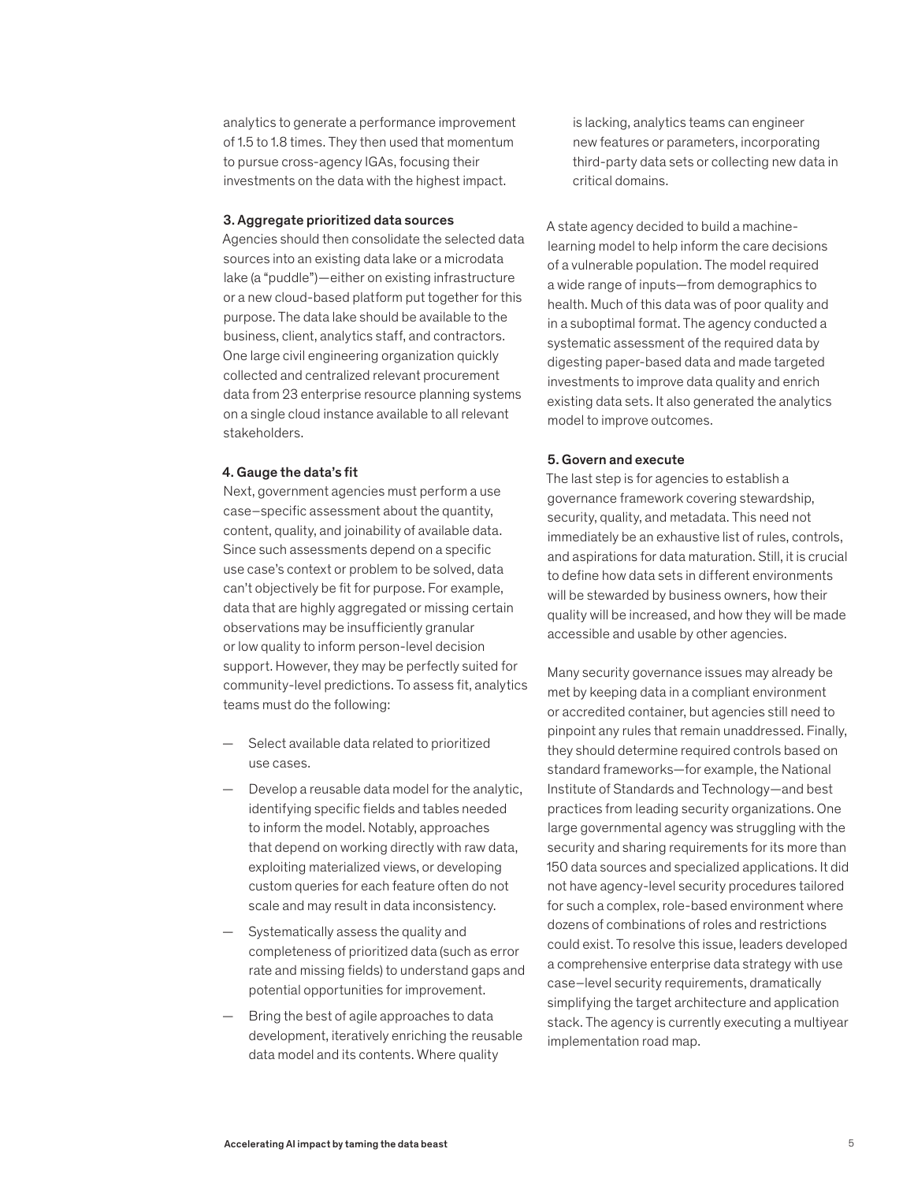analytics to generate a performance improvement of 1.5 to 1.8 times. They then used that momentum to pursue cross-agency IGAs, focusing their investments on the data with the highest impact.

**3. Aggregate prioritized data sources**

Agencies should then consolidate the selected data sources into an existing data lake or a microdata lake (a "puddle")—either on existing infrastructure or a new cloud-based platform put together for this purpose. The data lake should be available to the business, client, analytics staff, and contractors. One large civil engineering organization quickly collected and centralized relevant procurement data from 23 enterprise resource planning systems on a single cloud instance available to all relevant stakeholders.

**4. Gauge the data's fit**

Next, government agencies must perform a use case–specific assessment about the quantity, content, quality, and joinability of available data. Since such assessments depend on a specific use case's context or problem to be solved, data can't objectively be fit for purpose. For example, data that are highly aggregated or missing certain observations may be insufficiently granular or low quality to inform person-level decision support. However, they may be perfectly suited for community-level predictions. To assess fit, analytics teams must do the following:

- Select available data related to prioritized use cases.
- Develop a reusable data model for the analytic, identifying specific fields and tables needed to inform the model. Notably, approaches that depend on working directly with raw data, exploiting materialized views, or developing custom queries for each feature often do not scale and may result in data inconsistency.
- Systematically assess the quality and completeness of prioritized data (such as error rate and missing fields) to understand gaps and potential opportunities for improvement.
- Bring the best of agile approaches to data development, iteratively enriching the reusable data model and its contents. Where quality is lacking, analytics teams can engineer new features or parameters, incorporating third-party data sets or collecting new data in critical domains.

A state agency decided to build a machine-learning model to help inform the care decisions of a vulnerable population. The model required a wide range of inputs—from demographics to health. Much of this data was of poor quality and in a suboptimal format. The agency conducted a systematic assessment of the required data by digesting paper-based data and made targeted investments to improve data quality and enrich existing data sets. It also generated the analytics model to improve outcomes.

**5. Govern and execute**

The last step is for agencies to establish a governance framework covering stewardship, security, quality, and metadata. This need not immediately be an exhaustive list of rules, controls, and aspirations for data maturation. Still, it is crucial to define how data sets in different environments will be stewarded by business owners, how their quality will be increased, and how they will be made accessible and usable by other agencies.

Many security governance issues may already be met by keeping data in a compliant environment or accredited container, but agencies still need to pinpoint any rules that remain unaddressed. Finally, they should determine required controls based on standard frameworks—for example, the National Institute of Standards and Technology—and best practices from leading security organizations. One large governmental agency was struggling with the security and sharing requirements for its more than 150 data sources and specialized applications. It did not have agency-level security procedures tailored for such a complex, role-based environment where dozens of combinations of roles and restrictions could exist. To resolve this issue, leaders developed a comprehensive enterprise data strategy with use case–level security requirements, dramatically simplifying the target architecture and application stack. The agency is currently executing a multiyear implementation road map.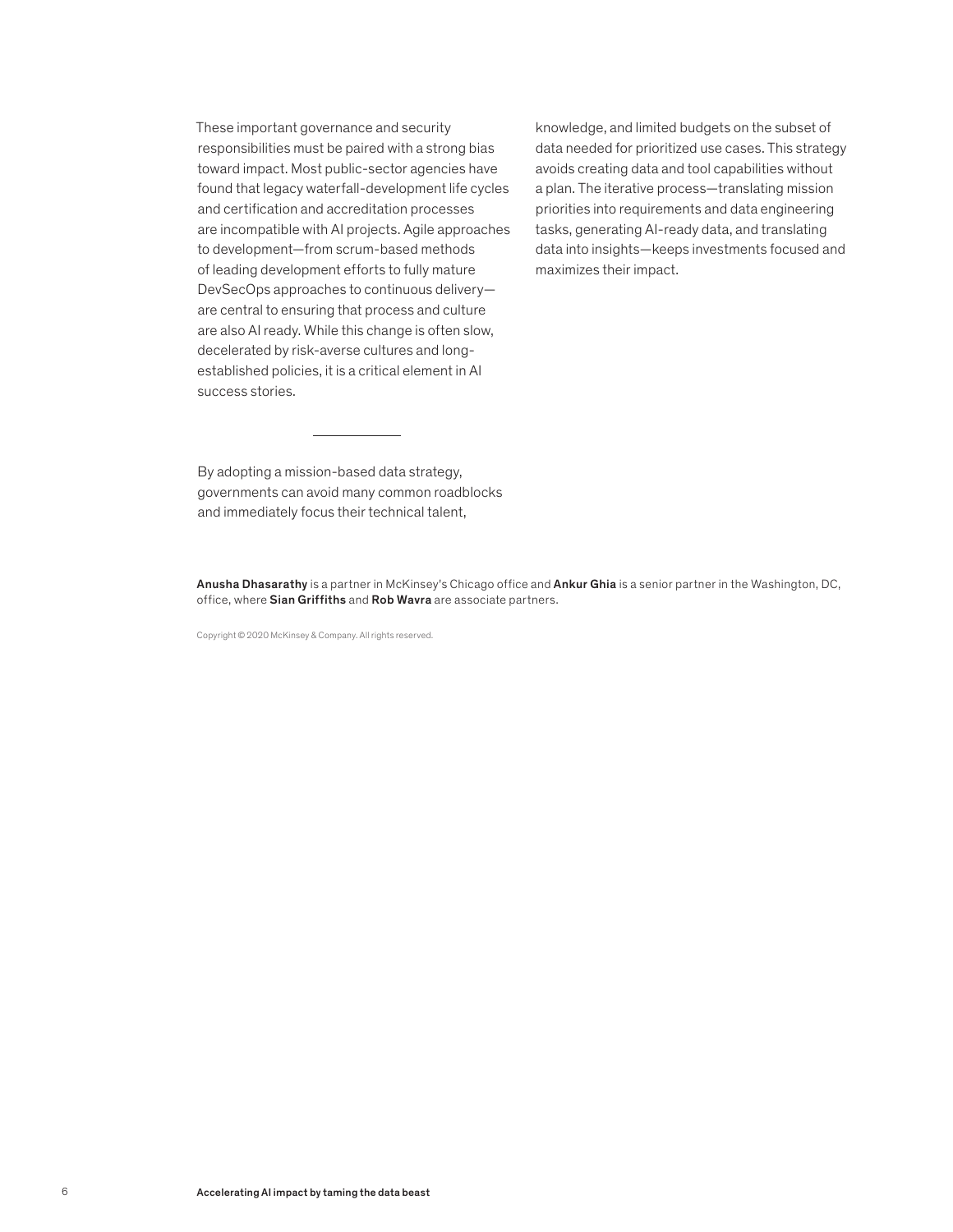These important governance and security responsibilities must be paired with a strong bias toward impact. Most public-sector agencies have found that legacy waterfall-development life cycles and certification and accreditation processes are incompatible with AI projects. Agile approaches to development—from scrum-based methods of leading development efforts to fully mature DevSecOps approaches to continuous delivery—are central to ensuring that process and culture are also AI ready. While this change is often slow, decelerated by risk-averse cultures and long-established policies, it is a critical element in AI success stories.

---

By adopting a mission-based data strategy, governments can avoid many common roadblocks and immediately focus their technical talent, knowledge, and limited budgets on the subset of data needed for prioritized use cases. This strategy avoids creating data and tool capabilities without a plan. The iterative process—translating mission priorities into requirements and data engineering tasks, generating AI-ready data, and translating data into insights—keeps investments focused and maximizes their impact.

**Anusha Dhasarathy** is a partner in McKinsey's Chicago office and **Ankur Ghia** is a senior partner in the Washington, DC, office, where **Sian Griffiths** and **Rob Wavra** are associate partners.

Copyright © 2020 McKinsey & Company. All rights reserved.